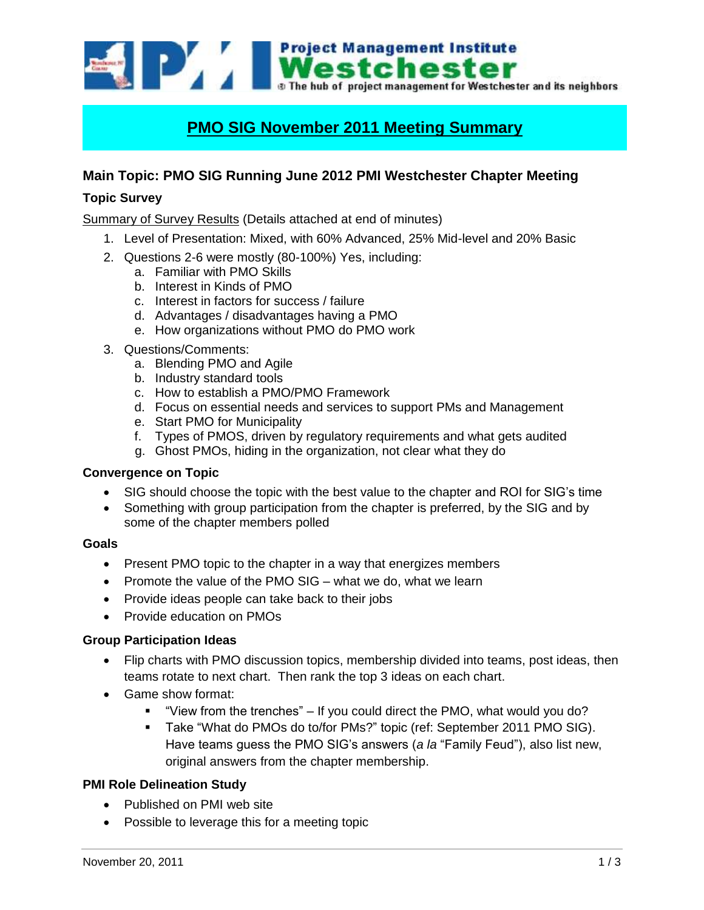Project Management Institute
Westchester
The hub of project management for Westchester and its neighbors

# PMO SIG November 2011 Meeting Summary

## Main Topic: PMO SIG Running June 2012 PMI Westchester Chapter Meeting

### Topic Survey

Summary of Survey Results (Details attached at end of minutes)

1. Level of Presentation: Mixed, with 60% Advanced, 25% Mid-level and 20% Basic
2. Questions 2-6 were mostly (80-100%) Yes, including:
   a. Familiar with PMO Skills
   b. Interest in Kinds of PMO
   c. Interest in factors for success / failure
   d. Advantages / disadvantages having a PMO
   e. How organizations without PMO do PMO work
3. Questions/Comments:
   a. Blending PMO and Agile
   b. Industry standard tools
   c. How to establish a PMO/PMO Framework
   d. Focus on essential needs and services to support PMs and Management
   e. Start PMO for Municipality
   f. Types of PMOS, driven by regulatory requirements and what gets audited
   g. Ghost PMOs, hiding in the organization, not clear what they do

### Convergence on Topic

- SIG should choose the topic with the best value to the chapter and ROI for SIG's time
- Something with group participation from the chapter is preferred, by the SIG and by some of the chapter members polled

### Goals

- Present PMO topic to the chapter in a way that energizes members
- Promote the value of the PMO SIG – what we do, what we learn
- Provide ideas people can take back to their jobs
- Provide education on PMOs

### Group Participation Ideas

- Flip charts with PMO discussion topics, membership divided into teams, post ideas, then teams rotate to next chart. Then rank the top 3 ideas on each chart.
- Game show format:
  - "View from the trenches" – If you could direct the PMO, what would you do?
  - Take "What do PMOs do to/for PMs?" topic (ref: September 2011 PMO SIG). Have teams guess the PMO SIG's answers (*a la* "Family Feud"), also list new, original answers from the chapter membership.

### PMI Role Delineation Study

- Published on PMI web site
- Possible to leverage this for a meeting topic

November 20, 2011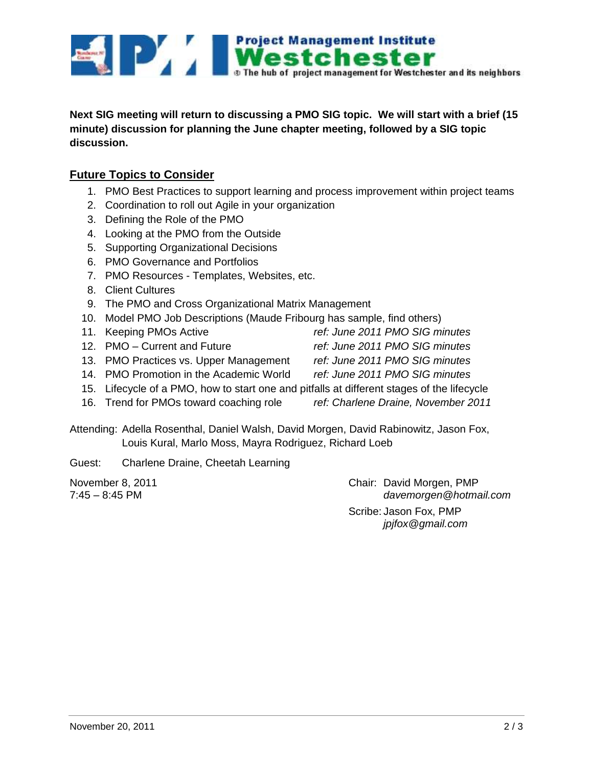**Next SIG meeting will return to discussing a PMO SIG topic. We will start with a brief (15 minute) discussion for planning the June chapter meeting, followed by a SIG topic discussion.**

## Future Topics to Consider

1. PMO Best Practices to support learning and process improvement within project teams
2. Coordination to roll out Agile in your organization
3. Defining the Role of the PMO
4. Looking at the PMO from the Outside
5. Supporting Organizational Decisions
6. PMO Governance and Portfolios
7. PMO Resources - Templates, Websites, etc.
8. Client Cultures
9. The PMO and Cross Organizational Matrix Management
10. Model PMO Job Descriptions (Maude Fribourg has sample, find others)
11. Keeping PMOs Active *ref: June 2011 PMO SIG minutes*
12. PMO – Current and Future *ref: June 2011 PMO SIG minutes*
13. PMO Practices vs. Upper Management *ref: June 2011 PMO SIG minutes*
14. PMO Promotion in the Academic World *ref: June 2011 PMO SIG minutes*
15. Lifecycle of a PMO, how to start one and pitfalls at different stages of the lifecycle
16. Trend for PMOs toward coaching role *ref: Charlene Draine, November 2011*

Attending: Adella Rosenthal, Daniel Walsh, David Morgen, David Rabinowitz, Jason Fox, Louis Kural, Marlo Moss, Mayra Rodriguez, Richard Loeb

Guest: Charlene Draine, Cheetah Learning

November 8, 2011
7:45 – 8:45 PM

Chair: David Morgen, PMP
*davemorgen@hotmail.com*

Scribe: Jason Fox, PMP
*jpjfox@gmail.com*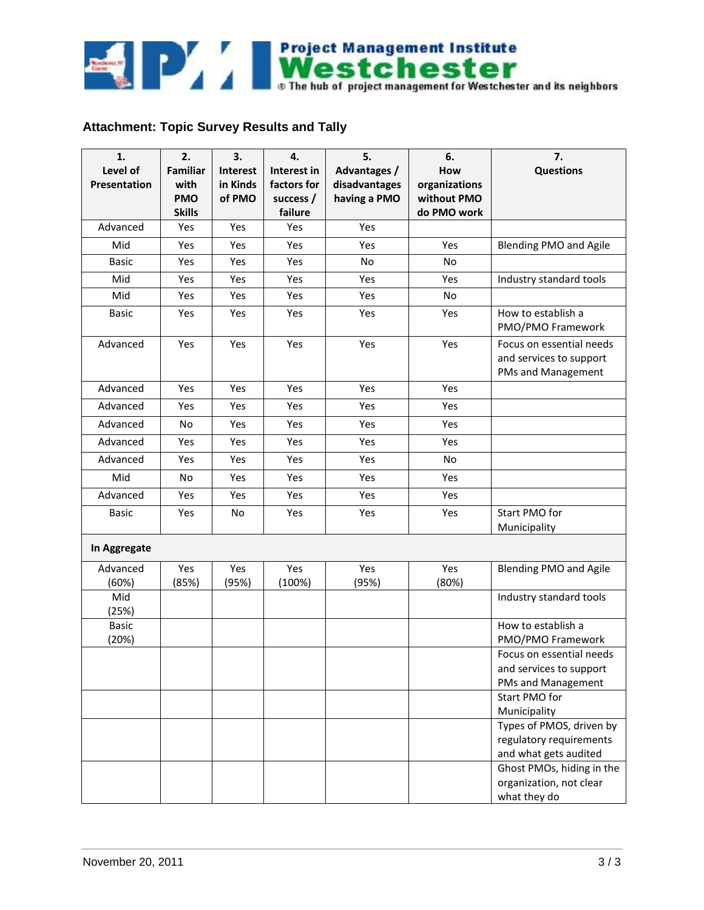## Attachment: Topic Survey Results and Tally

| 1. Level of Presentation | 2. Familiar with PMO Skills | 3. Interest in Kinds of PMO | 4. Interest in factors for success / failure | 5. Advantages / disadvantages having a PMO | 6. How organizations without PMO do PMO work | 7. Questions |
|---|---|---|---|---|---|---|
| Advanced | Yes | Yes | Yes | Yes | | |
| Mid | Yes | Yes | Yes | Yes | Yes | Blending PMO and Agile |
| Basic | Yes | Yes | Yes | No | No | |
| Mid | Yes | Yes | Yes | Yes | Yes | Industry standard tools |
| Mid | Yes | Yes | Yes | Yes | No | |
| Basic | Yes | Yes | Yes | Yes | Yes | How to establish a PMO/PMO Framework |
| Advanced | Yes | Yes | Yes | Yes | Yes | Focus on essential needs and services to support PMs and Management |
| Advanced | Yes | Yes | Yes | Yes | Yes | |
| Advanced | Yes | Yes | Yes | Yes | Yes | |
| Advanced | No | Yes | Yes | Yes | Yes | |
| Advanced | Yes | Yes | Yes | Yes | Yes | |
| Advanced | Yes | Yes | Yes | Yes | No | |
| Mid | No | Yes | Yes | Yes | Yes | |
| Advanced | Yes | Yes | Yes | Yes | Yes | |
| Basic | Yes | No | Yes | Yes | Yes | Start PMO for Municipality |
| **In Aggregate** | | | | | | |
| Advanced (60%) | Yes (85%) | Yes (95%) | Yes (100%) | Yes (95%) | Yes (80%) | Blending PMO and Agile |
| Mid (25%) | | | | | | Industry standard tools |
| Basic (20%) | | | | | | How to establish a PMO/PMO Framework |
| | | | | | | Focus on essential needs and services to support PMs and Management |
| | | | | | | Start PMO for Municipality |
| | | | | | | Types of PMOS, driven by regulatory requirements and what gets audited |
| | | | | | | Ghost PMOs, hiding in the organization, not clear what they do |